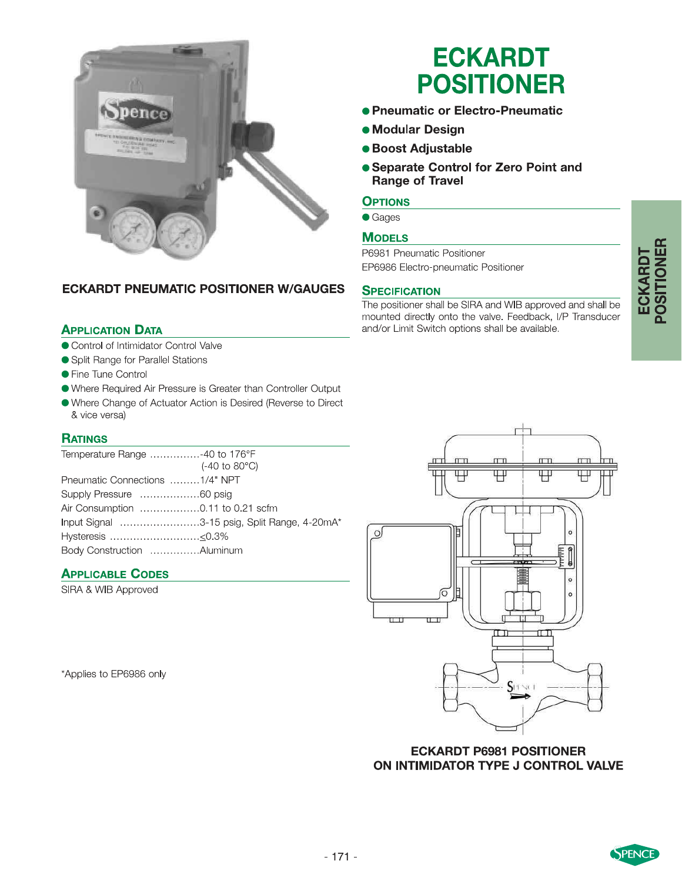# ECKARDT POSITIONER

- **Pneumatic or Electro-Pneumatic**
- **Modular Design**
- **Boost Adjustable**
- **Separate Control for Zero Point and Range of Travel**

## Options

- Gages

## Models

P6981 Pneumatic Positioner
EP6986 Electro-pneumatic Positioner

## Specification

The positioner shall be SIRA and WIB approved and shall be mounted directly onto the valve. Feedback, I/P Transducer and/or Limit Switch options shall be available.

**ECKARDT PNEUMATIC POSITIONER W/GAUGES**

## Application Data

- Control of Intimidator Control Valve
- Split Range for Parallel Stations
- Fine Tune Control
- Where Required Air Pressure is Greater than Controller Output
- Where Change of Actuator Action is Desired (Reverse to Direct & vice versa)

## Ratings

| | |
|---|---|
| Temperature Range | -40 to 176°F (-40 to 80°C) |
| Pneumatic Connections | 1/4" NPT |
| Supply Pressure | 60 psig |
| Air Consumption | 0.11 to 0.21 scfm |
| Input Signal | 3-15 psig, Split Range, 4-20mA* |
| Hysteresis | ≤0.3% |
| Body Construction | Aluminum |

## Applicable Codes

SIRA & WIB Approved

*Applies to EP6986 only

**ECKARDT P6981 POSITIONER ON INTIMIDATOR TYPE J CONTROL VALVE**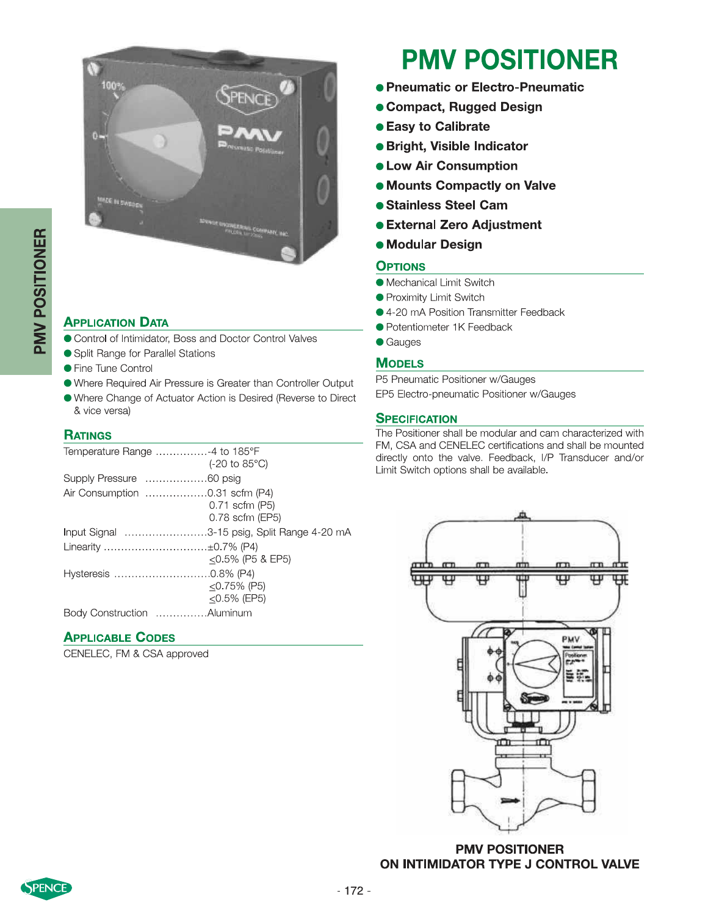# PMV POSITIONER

- Pneumatic or Electro-Pneumatic
- Compact, Rugged Design
- Easy to Calibrate
- Bright, Visible Indicator
- Low Air Consumption
- Mounts Compactly on Valve
- Stainless Steel Cam
- External Zero Adjustment
- Modular Design

## Options

- Mechanical Limit Switch
- Proximity Limit Switch
- 4-20 mA Position Transmitter Feedback
- Potentiometer 1K Feedback
- Gauges

## Models

P5 Pneumatic Positioner w/Gauges

EP5 Electro-pneumatic Positioner w/Gauges

## Specification

The Positioner shall be modular and cam characterized with FM, CSA and CENELEC certifications and shall be mounted directly onto the valve. Feedback, I/P Transducer and/or Limit Switch options shall be available.

## Application Data

- Control of Intimidator, Boss and Doctor Control Valves
- Split Range for Parallel Stations
- Fine Tune Control
- Where Required Air Pressure is Greater than Controller Output
- Where Change of Actuator Action is Desired (Reverse to Direct & vice versa)

## Ratings

| | |
|---|---|
| Temperature Range | -4 to 185°F (-20 to 85°C) |
| Supply Pressure | 60 psig |
| Air Consumption | 0.31 scfm (P4)<br>0.71 scfm (P5)<br>0.78 scfm (EP5) |
| Input Signal | 3-15 psig, Split Range 4-20 mA |
| Linearity | ±0.7% (P4)<br>≤0.5% (P5 & EP5) |
| Hysteresis | 0.8% (P4)<br>≤0.75% (P5)<br>≤0.5% (EP5) |
| Body Construction | Aluminum |

## Applicable Codes

CENELEC, FM & CSA approved

**PMV POSITIONER ON INTIMIDATOR TYPE J CONTROL VALVE**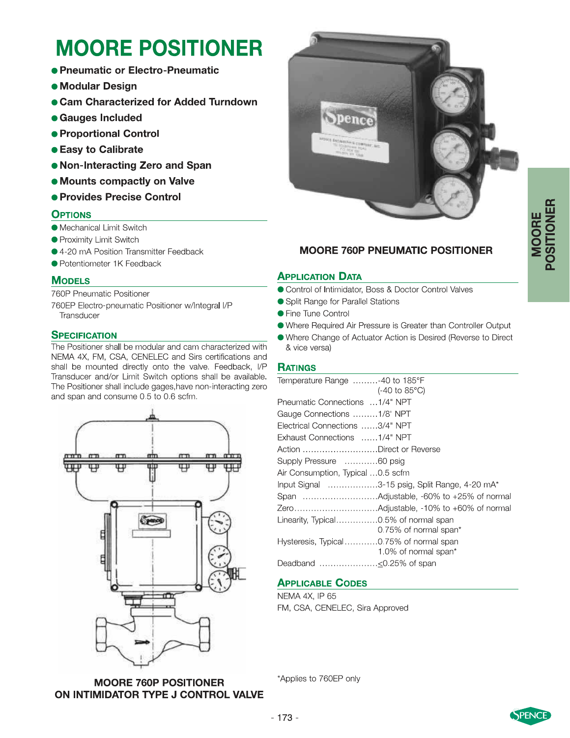# MOORE POSITIONER

- Pneumatic or Electro-Pneumatic
- Modular Design
- Cam Characterized for Added Turndown
- Gauges Included
- Proportional Control
- Easy to Calibrate
- Non-Interacting Zero and Span
- Mounts compactly on Valve
- Provides Precise Control

## OPTIONS

- Mechanical Limit Switch
- Proximity Limit Switch
- 4-20 mA Position Transmitter Feedback
- Potentiometer 1K Feedback

## MODELS

760P Pneumatic Positioner

760EP Electro-pneumatic Positioner w/Integral I/P Transducer

## SPECIFICATION

The Positioner shall be modular and cam characterized with NEMA 4X, FM, CSA, CENELEC and Sirs certifications and shall be mounted directly onto the valve. Feedback, I/P Transducer and/or Limit Switch options shall be available. The Positioner shall include gages,have non-interacting zero and span and consume 0.5 to 0.6 scfm.

MOORE 760P POSITIONER ON INTIMIDATOR TYPE J CONTROL VALVE

MOORE 760P PNEUMATIC POSITIONER

## APPLICATION DATA

- Control of Intimidator, Boss & Doctor Control Valves
- Split Range for Parallel Stations
- Fine Tune Control
- Where Required Air Pressure is Greater than Controller Output
- Where Change of Actuator Action is Desired (Reverse to Direct & vice versa)

## RATINGS

| | |
|---|---|
| Temperature Range | -40 to 185°F (-40 to 85°C) |
| Pneumatic Connections | 1/4" NPT |
| Gauge Connections | 1/8' NPT |
| Electrical Connections | 3/4" NPT |
| Exhaust Connections | 1/4" NPT |
| Action | Direct or Reverse |
| Supply Pressure | 60 psig |
| Air Consumption, Typical | 0.5 scfm |
| Input Signal | 3-15 psig, Split Range, 4-20 mA* |
| Span | Adjustable, -60% to +25% of normal |
| Zero | Adjustable, -10% to +60% of normal |
| Linearity, Typical | 0.5% of normal span<br>0.75% of normal span* |
| Hysteresis, Typical | 0.75% of normal span<br>1.0% of normal span* |
| Deadband | ≤0.25% of span |

## APPLICABLE CODES

NEMA 4X, IP 65

FM, CSA, CENELEC, Sira Approved

*Applies to 760EP only